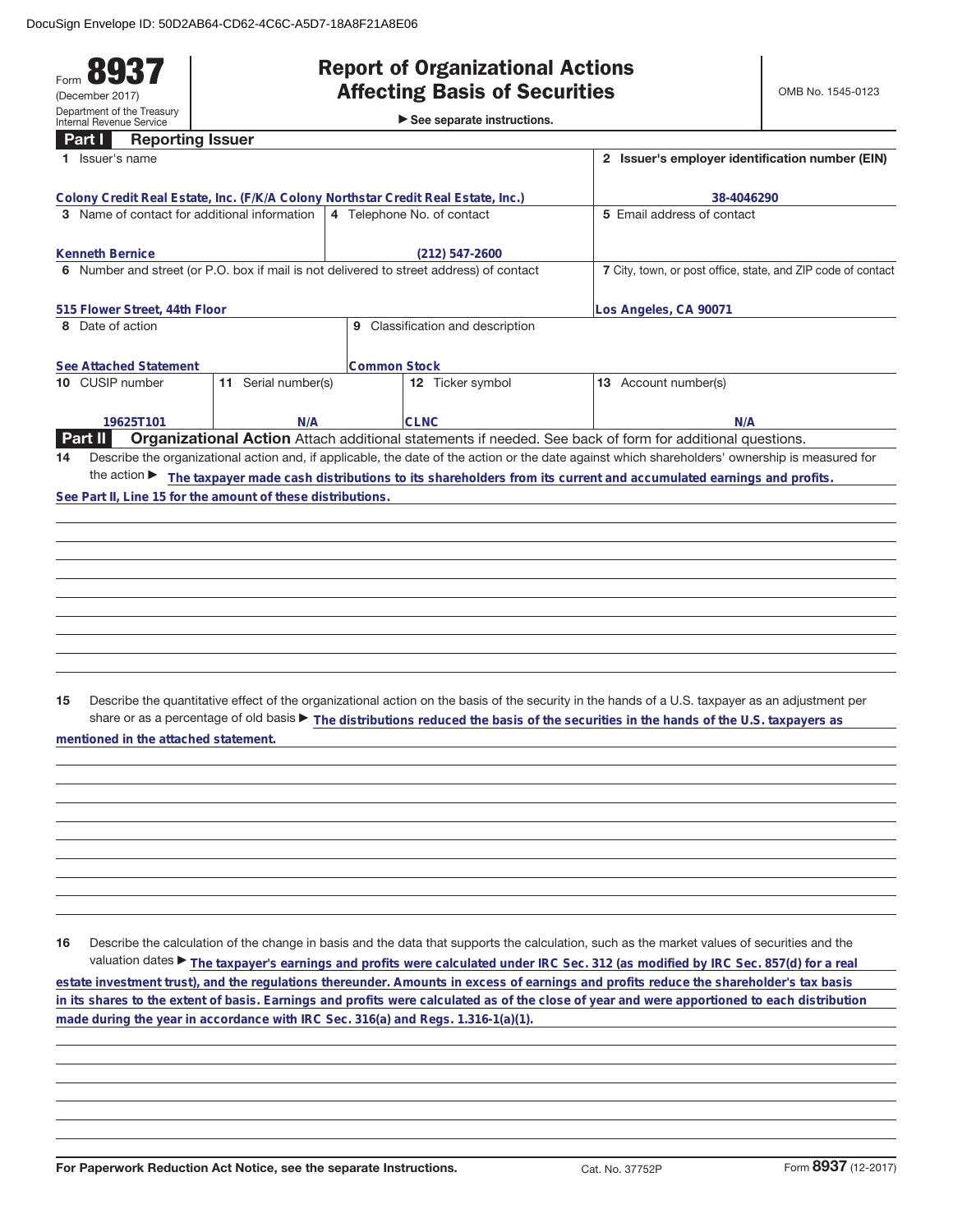DocuSign Envelope ID: 50D2AB64-CD62-4C6C-A5D7-18A8F21A8E06

Form **8937**
(December 2017)
Department of the Treasury
Internal Revenue Service

# Report of Organizational Actions Affecting Basis of Securities

► See separate instructions.

OMB No. 1545-0123

## Part I Reporting Issuer

| 1 Issuer's name | | | 2 Issuer's employer identification number (EIN) |
|---|---|---|---|
| Colony Credit Real Estate, Inc. (F/K/A Colony Northstar Credit Real Estate, Inc.) | | | 38-4046290 |
| 3 Name of contact for additional information | 4 Telephone No. of contact | | 5 Email address of contact |
| Kenneth Bernice | (212) 547-2600 | | |
| 6 Number and street (or P.O. box if mail is not delivered to street address) of contact | | | 7 City, town, or post office, state, and ZIP code of contact |
| 515 Flower Street, 44th Floor | | | Los Angeles, CA 90071 |
| 8 Date of action | 9 Classification and description | | |
| See Attached Statement | Common Stock | | |
| 10 CUSIP number | 11 Serial number(s) | 12 Ticker symbol | 13 Account number(s) |
| 19625T101 | N/A | CLNC | N/A |

## Part II Organizational Action

Attach additional statements if needed. See back of form for additional questions.

**14** Describe the organizational action and, if applicable, the date of the action or the date against which shareholders' ownership is measured for the action ► The taxpayer made cash distributions to its shareholders from its current and accumulated earnings and profits. See Part II, Line 15 for the amount of these distributions.

**15** Describe the quantitative effect of the organizational action on the basis of the security in the hands of a U.S. taxpayer as an adjustment per share or as a percentage of old basis ► The distributions reduced the basis of the securities in the hands of the U.S. taxpayers as mentioned in the attached statement.

**16** Describe the calculation of the change in basis and the data that supports the calculation, such as the market values of securities and the valuation dates ► The taxpayer's earnings and profits were calculated under IRC Sec. 312 (as modified by IRC Sec. 857(d) for a real estate investment trust), and the regulations thereunder. Amounts in excess of earnings and profits reduce the shareholder's tax basis in its shares to the extent of basis. Earnings and profits were calculated as of the close of year and were apportioned to each distribution made during the year in accordance with IRC Sec. 316(a) and Regs. 1.316-1(a)(1).

For Paperwork Reduction Act Notice, see the separate Instructions. Cat. No. 37752P Form **8937** (12-2017)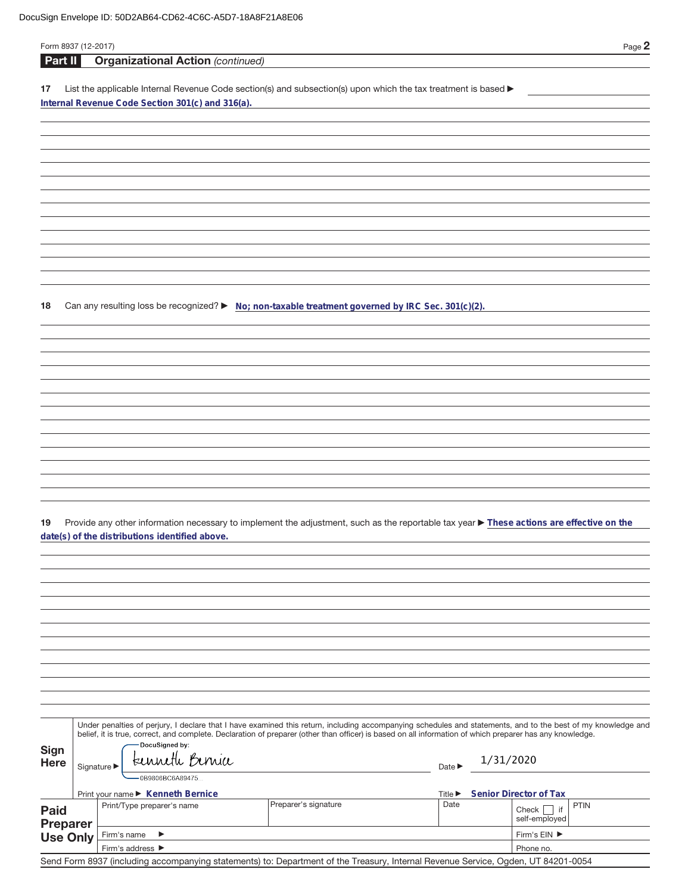DocuSign Envelope ID: 50D2AB64-CD62-4C6C-A5D7-18A8F21A8E06

Form 8937 (12-2017)

## Part II Organizational Action *(continued)*

**17** List the applicable Internal Revenue Code section(s) and subsection(s) upon which the tax treatment is based ▶

**Internal Revenue Code Section 301(c) and 316(a).**

**18** Can any resulting loss be recognized? ▶ **No; non-taxable treatment governed by IRC Sec. 301(c)(2).**

**19** Provide any other information necessary to implement the adjustment, such as the reportable tax year ▶ **These actions are effective on the date(s) of the distributions identified above.**

**Sign Here**

Under penalties of perjury, I declare that I have examined this return, including accompanying schedules and statements, and to the best of my knowledge and belief, it is true, correct, and complete. Declaration of preparer (other than officer) is based on all information of which preparer has any knowledge.

Signature ▶ DocuSigned by: Kenneth Bernice 0B9806BC6A89475...  Date ▶ 1/31/2020

Print your name ▶ **Kenneth Bernice**  Title ▶ **Senior Director of Tax**

| **Paid Preparer Use Only** | Print/Type preparer's name | Preparer's signature | Date | Check ☐ if self-employed | PTIN |
|---|---|---|---|---|---|
| | Firm's name ▶ | | | Firm's EIN ▶ | |
| | Firm's address ▶ | | | Phone no. | |

Send Form 8937 (including accompanying statements) to: Department of the Treasury, Internal Revenue Service, Ogden, UT 84201-0054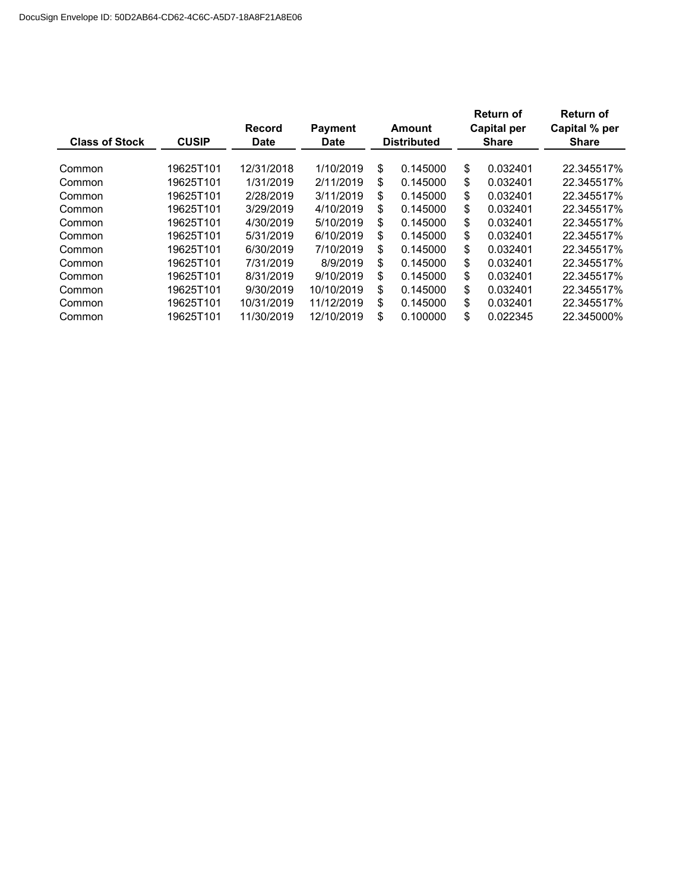DocuSign Envelope ID: 50D2AB64-CD62-4C6C-A5D7-18A8F21A8E06

| Class of Stock | CUSIP | Record Date | Payment Date | Amount Distributed | Return of Capital per Share | Return of Capital % per Share |
|---|---|---|---|---|---|---|
| Common | 19625T101 | 12/31/2018 | 1/10/2019 | $ 0.145000 | $ 0.032401 | 22.345517% |
| Common | 19625T101 | 1/31/2019 | 2/11/2019 | $ 0.145000 | $ 0.032401 | 22.345517% |
| Common | 19625T101 | 2/28/2019 | 3/11/2019 | $ 0.145000 | $ 0.032401 | 22.345517% |
| Common | 19625T101 | 3/29/2019 | 4/10/2019 | $ 0.145000 | $ 0.032401 | 22.345517% |
| Common | 19625T101 | 4/30/2019 | 5/10/2019 | $ 0.145000 | $ 0.032401 | 22.345517% |
| Common | 19625T101 | 5/31/2019 | 6/10/2019 | $ 0.145000 | $ 0.032401 | 22.345517% |
| Common | 19625T101 | 6/30/2019 | 7/10/2019 | $ 0.145000 | $ 0.032401 | 22.345517% |
| Common | 19625T101 | 7/31/2019 | 8/9/2019 | $ 0.145000 | $ 0.032401 | 22.345517% |
| Common | 19625T101 | 8/31/2019 | 9/10/2019 | $ 0.145000 | $ 0.032401 | 22.345517% |
| Common | 19625T101 | 9/30/2019 | 10/10/2019 | $ 0.145000 | $ 0.032401 | 22.345517% |
| Common | 19625T101 | 10/31/2019 | 11/12/2019 | $ 0.145000 | $ 0.032401 | 22.345517% |
| Common | 19625T101 | 11/30/2019 | 12/10/2019 | $ 0.100000 | $ 0.022345 | 22.345000% |